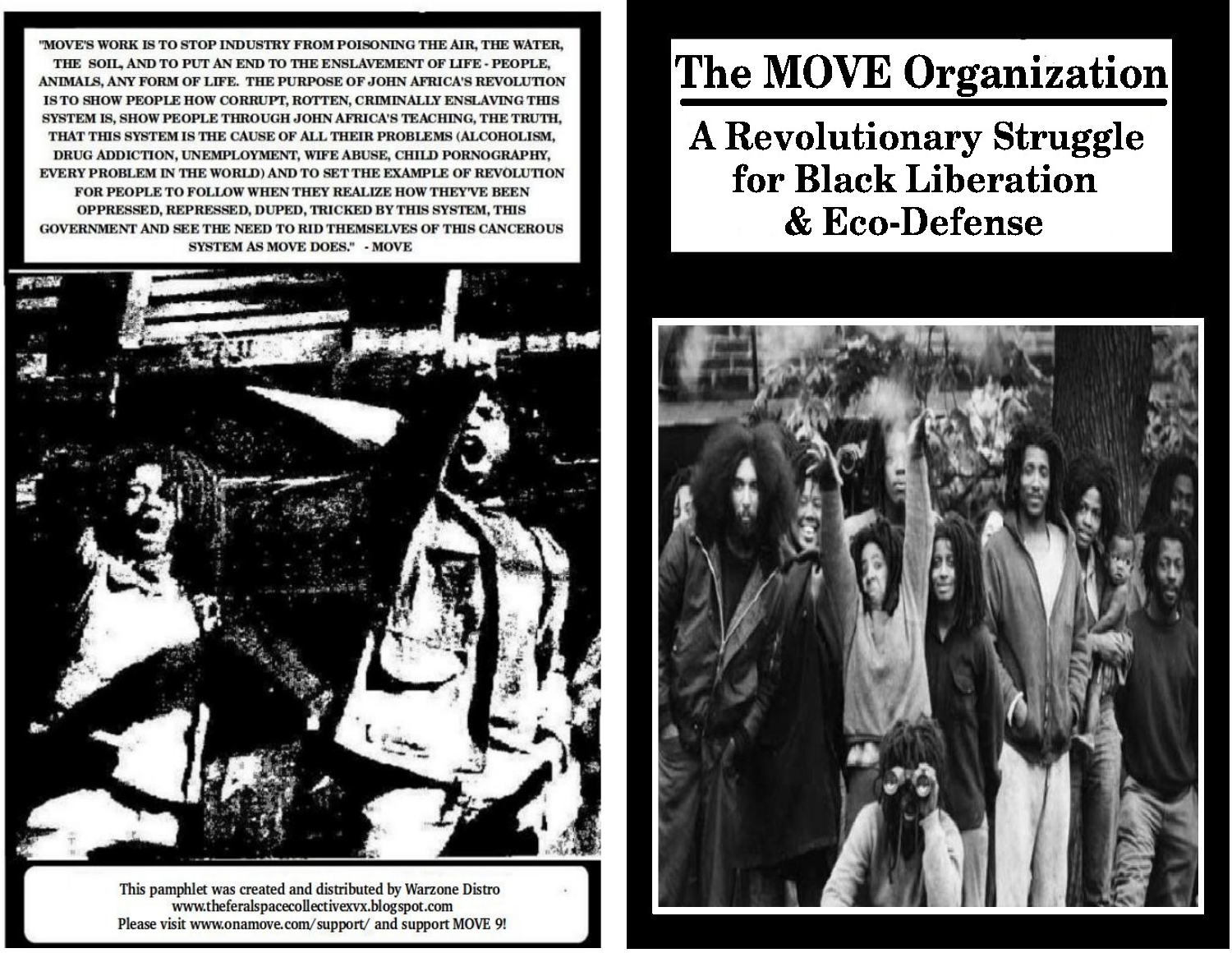"MOVE'S WORK IS TO STOP INDUSTRY FROM POISONING THE AIR, THE WATER, THE SOIL, AND TO PUT AN END TO THE ENSLAVEMENT OF LIFE - PEOPLE, ANIMALS, ANY FORM OF LIFE. THE PURPOSE OF JOHN AFRICA'S REVOLUTION IS TO SHOW PEOPLE HOW CORRUPT, ROTTEN, CRIMINALLY ENSLAVING THIS SYSTEM IS, SHOW PEOPLE THROUGH JOHN AFRICA'S TEACHING, THE TRUTH, THAT THIS SYSTEM IS THE CAUSE OF ALL THEIR PROBLEMS (ALCOHOLISM, DRUG ADDICTION, UNEMPLOYMENT, WIFE ABUSE, CHILD PORNOGRAPHY, EVERY PROBLEM IN THE WORLD) AND TO SET THE EXAMPLE OF REVOLUTION FOR PEOPLE TO FOLLOW WHEN THEY REALIZE HOW THEY'VE BEEN OPPRESSED, REPRESSED, DUPED, TRICKED BY THIS SYSTEM, THIS GOVERNMENT AND SEE THE NEED TO RID THEMSELVES OF THIS CANCEROUS SYSTEM AS MOVE DOES." - MOVE

This pamphlet was created and distributed by Warzone Distro
www.theferalspacecollectivexvx.blogspot.com
Please visit www.onamove.com/support/ and support MOVE 9!

# The MOVE Organization

## A Revolutionary Struggle for Black Liberation & Eco-Defense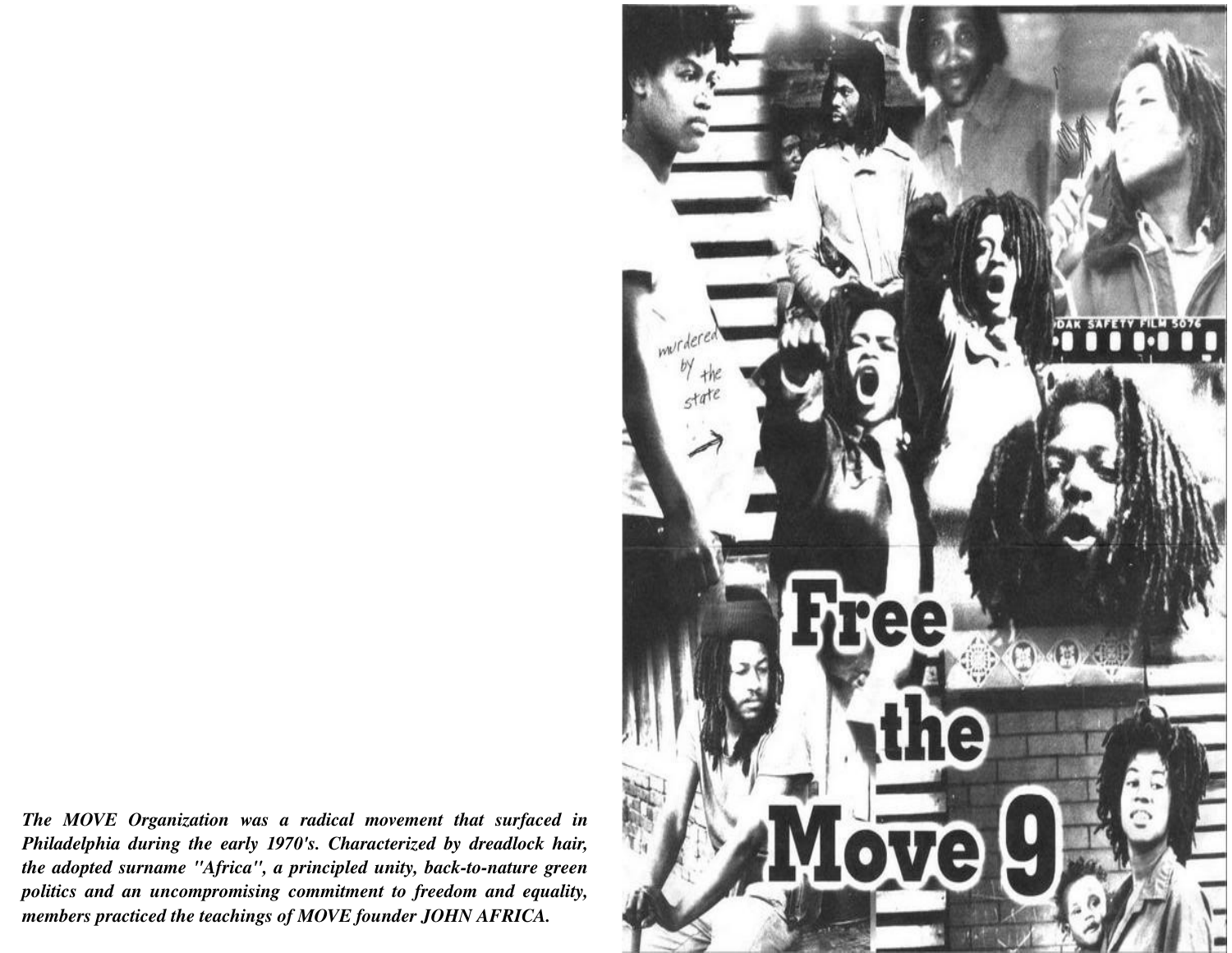***The MOVE Organization was a radical movement that surfaced in Philadelphia during the early 1970's. Characterized by dreadlock hair, the adopted surname "Africa", a principled unity, back-to-nature green politics and an uncompromising commitment to freedom and equality, members practiced the teachings of MOVE founder JOHN AFRICA.***

# Free the Move 9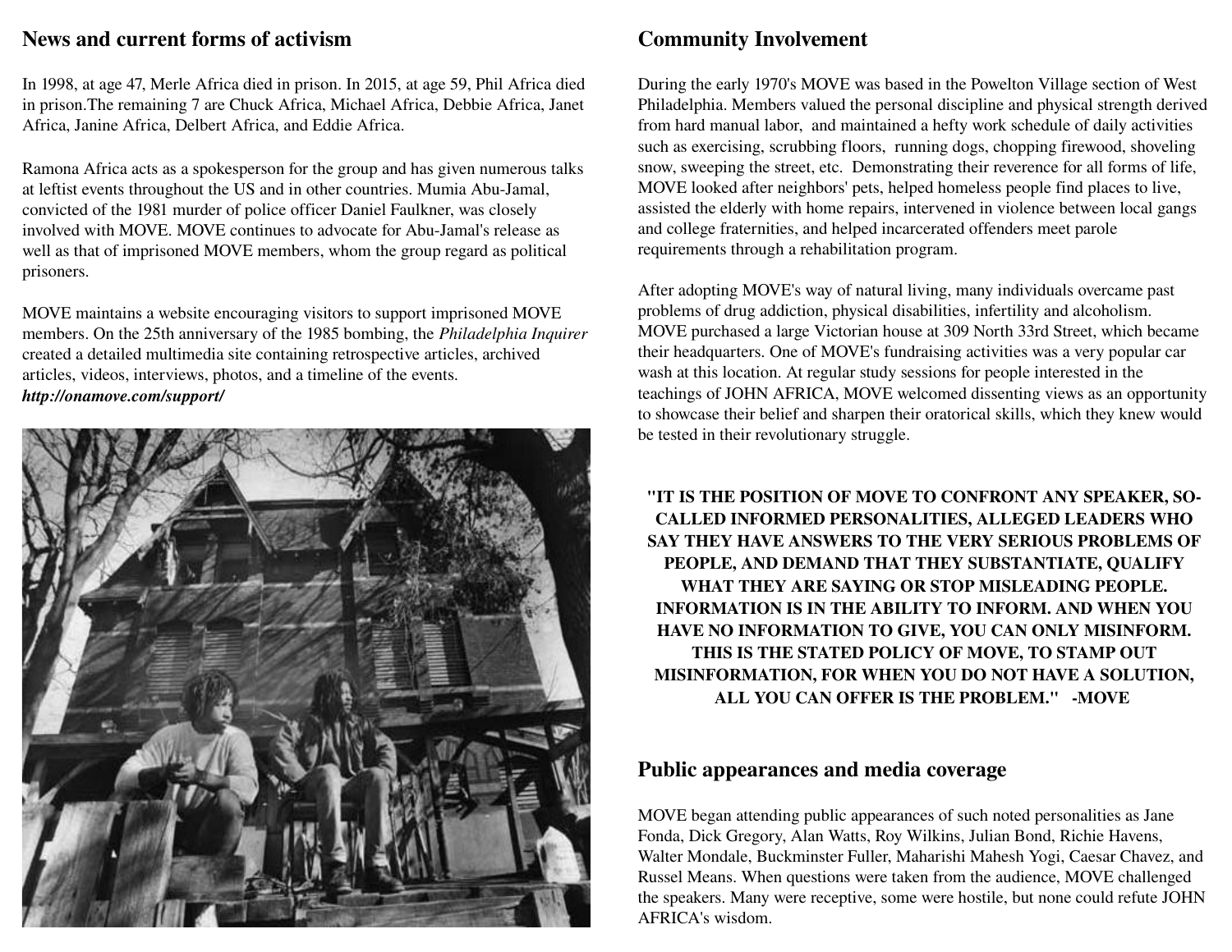## News and current forms of activism

In 1998, at age 47, Merle Africa died in prison. In 2015, at age 59, Phil Africa died in prison.The remaining 7 are Chuck Africa, Michael Africa, Debbie Africa, Janet Africa, Janine Africa, Delbert Africa, and Eddie Africa.

Ramona Africa acts as a spokesperson for the group and has given numerous talks at leftist events throughout the US and in other countries. Mumia Abu-Jamal, convicted of the 1981 murder of police officer Daniel Faulkner, was closely involved with MOVE. MOVE continues to advocate for Abu-Jamal's release as well as that of imprisoned MOVE members, whom the group regard as political prisoners.

MOVE maintains a website encouraging visitors to support imprisoned MOVE members. On the 25th anniversary of the 1985 bombing, the *Philadelphia Inquirer* created a detailed multimedia site containing retrospective articles, archived articles, videos, interviews, photos, and a timeline of the events.
***http://onamove.com/support/***

## Community Involvement

During the early 1970's MOVE was based in the Powelton Village section of West Philadelphia. Members valued the personal discipline and physical strength derived from hard manual labor, and maintained a hefty work schedule of daily activities such as exercising, scrubbing floors, running dogs, chopping firewood, shoveling snow, sweeping the street, etc. Demonstrating their reverence for all forms of life, MOVE looked after neighbors' pets, helped homeless people find places to live, assisted the elderly with home repairs, intervened in violence between local gangs and college fraternities, and helped incarcerated offenders meet parole requirements through a rehabilitation program.

After adopting MOVE's way of natural living, many individuals overcame past problems of drug addiction, physical disabilities, infertility and alcoholism. MOVE purchased a large Victorian house at 309 North 33rd Street, which became their headquarters. One of MOVE's fundraising activities was a very popular car wash at this location. At regular study sessions for people interested in the teachings of JOHN AFRICA, MOVE welcomed dissenting views as an opportunity to showcase their belief and sharpen their oratorical skills, which they knew would be tested in their revolutionary struggle.

**"IT IS THE POSITION OF MOVE TO CONFRONT ANY SPEAKER, SO-CALLED INFORMED PERSONALITIES, ALLEGED LEADERS WHO SAY THEY HAVE ANSWERS TO THE VERY SERIOUS PROBLEMS OF PEOPLE, AND DEMAND THAT THEY SUBSTANTIATE, QUALIFY WHAT THEY ARE SAYING OR STOP MISLEADING PEOPLE. INFORMATION IS IN THE ABILITY TO INFORM. AND WHEN YOU HAVE NO INFORMATION TO GIVE, YOU CAN ONLY MISINFORM. THIS IS THE STATED POLICY OF MOVE, TO STAMP OUT MISINFORMATION, FOR WHEN YOU DO NOT HAVE A SOLUTION, ALL YOU CAN OFFER IS THE PROBLEM." -MOVE**

## Public appearances and media coverage

MOVE began attending public appearances of such noted personalities as Jane Fonda, Dick Gregory, Alan Watts, Roy Wilkins, Julian Bond, Richie Havens, Walter Mondale, Buckminster Fuller, Maharishi Mahesh Yogi, Caesar Chavez, and Russel Means. When questions were taken from the audience, MOVE challenged the speakers. Many were receptive, some were hostile, but none could refute JOHN AFRICA's wisdom.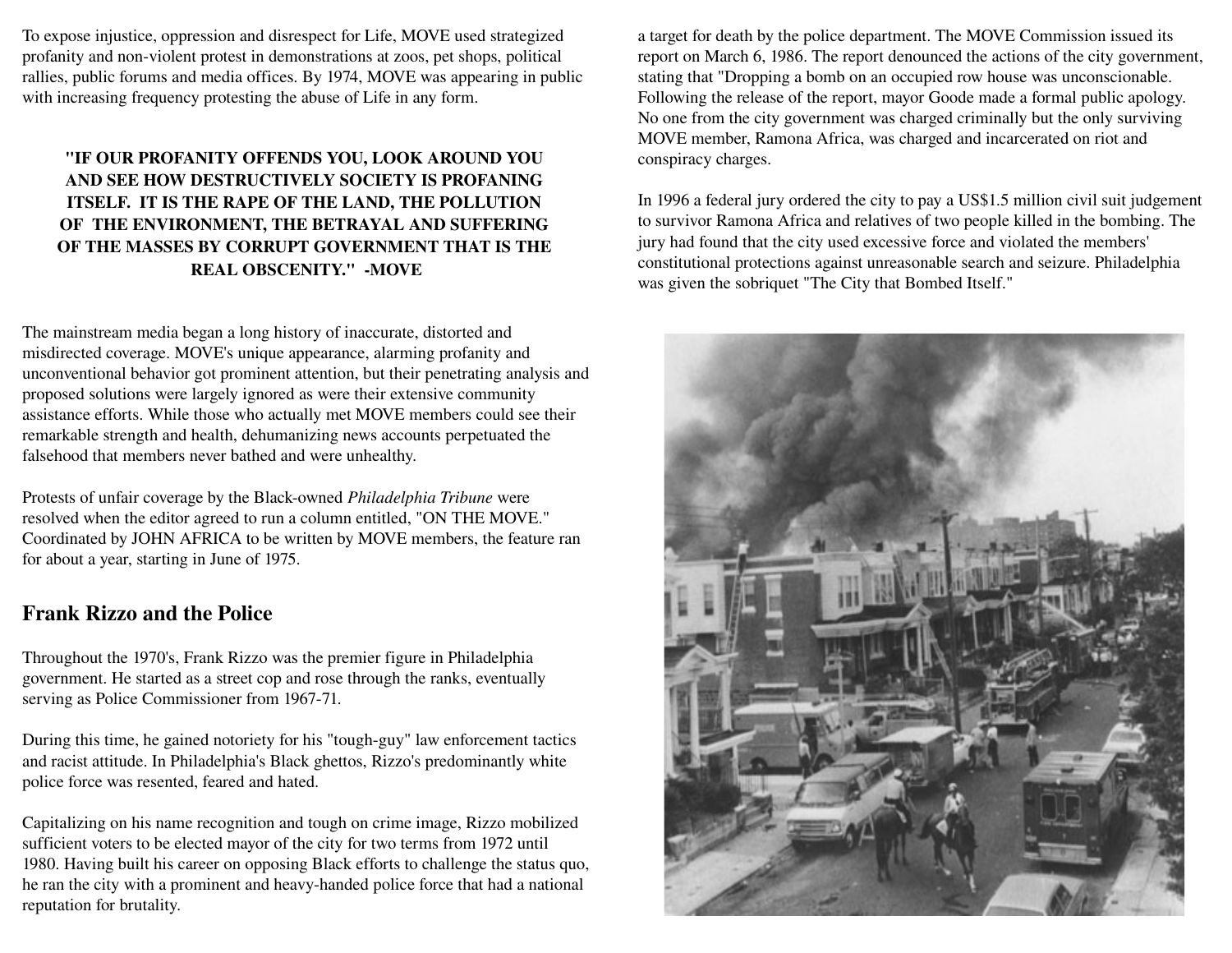To expose injustice, oppression and disrespect for Life, MOVE used strategized profanity and non-violent protest in demonstrations at zoos, pet shops, political rallies, public forums and media offices. By 1974, MOVE was appearing in public with increasing frequency protesting the abuse of Life in any form.

**"IF OUR PROFANITY OFFENDS YOU, LOOK AROUND YOU AND SEE HOW DESTRUCTIVELY SOCIETY IS PROFANING ITSELF. IT IS THE RAPE OF THE LAND, THE POLLUTION OF THE ENVIRONMENT, THE BETRAYAL AND SUFFERING OF THE MASSES BY CORRUPT GOVERNMENT THAT IS THE REAL OBSCENITY." -MOVE**

The mainstream media began a long history of inaccurate, distorted and misdirected coverage. MOVE's unique appearance, alarming profanity and unconventional behavior got prominent attention, but their penetrating analysis and proposed solutions were largely ignored as were their extensive community assistance efforts. While those who actually met MOVE members could see their remarkable strength and health, dehumanizing news accounts perpetuated the falsehood that members never bathed and were unhealthy.

Protests of unfair coverage by the Black-owned *Philadelphia Tribune* were resolved when the editor agreed to run a column entitled, "ON THE MOVE." Coordinated by JOHN AFRICA to be written by MOVE members, the feature ran for about a year, starting in June of 1975.

## Frank Rizzo and the Police

Throughout the 1970's, Frank Rizzo was the premier figure in Philadelphia government. He started as a street cop and rose through the ranks, eventually serving as Police Commissioner from 1967-71.

During this time, he gained notoriety for his "tough-guy" law enforcement tactics and racist attitude. In Philadelphia's Black ghettos, Rizzo's predominantly white police force was resented, feared and hated.

Capitalizing on his name recognition and tough on crime image, Rizzo mobilized sufficient voters to be elected mayor of the city for two terms from 1972 until 1980. Having built his career on opposing Black efforts to challenge the status quo, he ran the city with a prominent and heavy-handed police force that had a national reputation for brutality.

a target for death by the police department. The MOVE Commission issued its report on March 6, 1986. The report denounced the actions of the city government, stating that "Dropping a bomb on an occupied row house was unconscionable. Following the release of the report, mayor Goode made a formal public apology. No one from the city government was charged criminally but the only surviving MOVE member, Ramona Africa, was charged and incarcerated on riot and conspiracy charges.

In 1996 a federal jury ordered the city to pay a US$1.5 million civil suit judgement to survivor Ramona Africa and relatives of two people killed in the bombing. The jury had found that the city used excessive force and violated the members' constitutional protections against unreasonable search and seizure. Philadelphia was given the sobriquet "The City that Bombed Itself."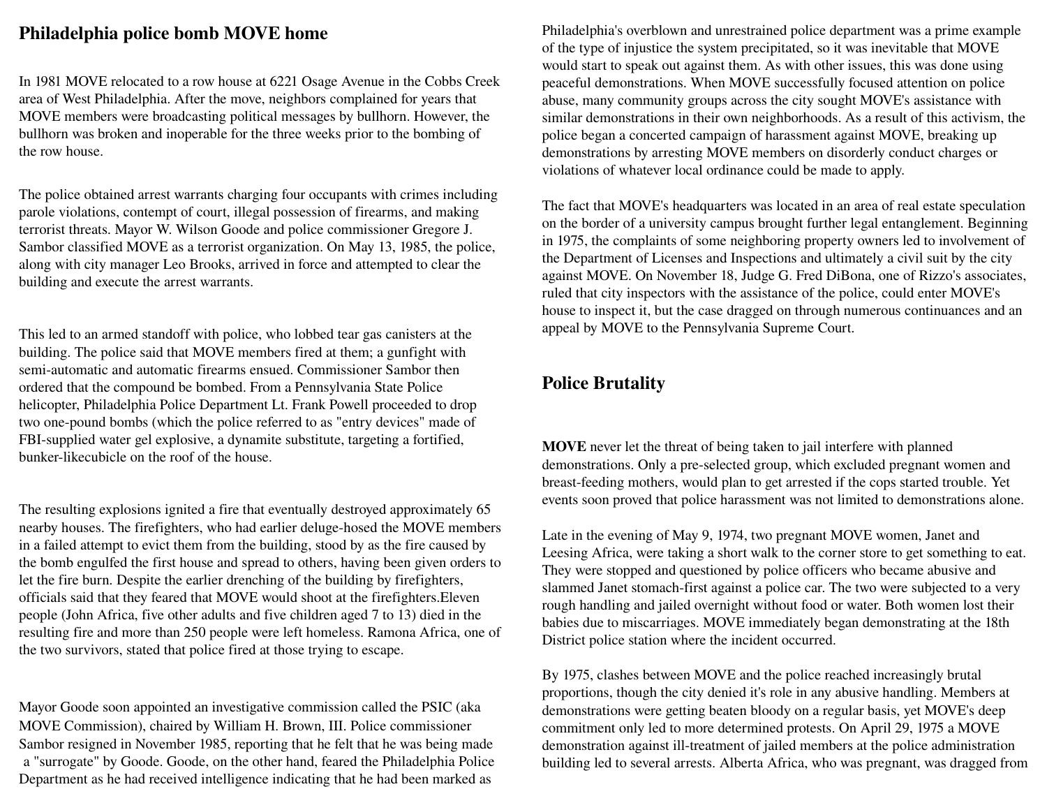## Philadelphia police bomb MOVE home

In 1981 MOVE relocated to a row house at 6221 Osage Avenue in the Cobbs Creek area of West Philadelphia. After the move, neighbors complained for years that MOVE members were broadcasting political messages by bullhorn. However, the bullhorn was broken and inoperable for the three weeks prior to the bombing of the row house.

The police obtained arrest warrants charging four occupants with crimes including parole violations, contempt of court, illegal possession of firearms, and making terrorist threats. Mayor W. Wilson Goode and police commissioner Gregore J. Sambor classified MOVE as a terrorist organization. On May 13, 1985, the police, along with city manager Leo Brooks, arrived in force and attempted to clear the building and execute the arrest warrants.

This led to an armed standoff with police, who lobbed tear gas canisters at the building. The police said that MOVE members fired at them; a gunfight with semi-automatic and automatic firearms ensued. Commissioner Sambor then ordered that the compound be bombed. From a Pennsylvania State Police helicopter, Philadelphia Police Department Lt. Frank Powell proceeded to drop two one-pound bombs (which the police referred to as "entry devices" made of FBI-supplied water gel explosive, a dynamite substitute, targeting a fortified, bunker-likecubicle on the roof of the house.

The resulting explosions ignited a fire that eventually destroyed approximately 65 nearby houses. The firefighters, who had earlier deluge-hosed the MOVE members in a failed attempt to evict them from the building, stood by as the fire caused by the bomb engulfed the first house and spread to others, having been given orders to let the fire burn. Despite the earlier drenching of the building by firefighters, officials said that they feared that MOVE would shoot at the firefighters.Eleven people (John Africa, five other adults and five children aged 7 to 13) died in the resulting fire and more than 250 people were left homeless. Ramona Africa, one of the two survivors, stated that police fired at those trying to escape.

Mayor Goode soon appointed an investigative commission called the PSIC (aka MOVE Commission), chaired by William H. Brown, III. Police commissioner Sambor resigned in November 1985, reporting that he felt that he was being made a "surrogate" by Goode. Goode, on the other hand, feared the Philadelphia Police Department as he had received intelligence indicating that he had been marked as

Philadelphia's overblown and unrestrained police department was a prime example of the type of injustice the system precipitated, so it was inevitable that MOVE would start to speak out against them. As with other issues, this was done using peaceful demonstrations. When MOVE successfully focused attention on police abuse, many community groups across the city sought MOVE's assistance with similar demonstrations in their own neighborhoods. As a result of this activism, the police began a concerted campaign of harassment against MOVE, breaking up demonstrations by arresting MOVE members on disorderly conduct charges or violations of whatever local ordinance could be made to apply.

The fact that MOVE's headquarters was located in an area of real estate speculation on the border of a university campus brought further legal entanglement. Beginning in 1975, the complaints of some neighboring property owners led to involvement of the Department of Licenses and Inspections and ultimately a civil suit by the city against MOVE. On November 18, Judge G. Fred DiBona, one of Rizzo's associates, ruled that city inspectors with the assistance of the police, could enter MOVE's house to inspect it, but the case dragged on through numerous continuances and an appeal by MOVE to the Pennsylvania Supreme Court.

## Police Brutality

**MOVE** never let the threat of being taken to jail interfere with planned demonstrations. Only a pre-selected group, which excluded pregnant women and breast-feeding mothers, would plan to get arrested if the cops started trouble. Yet events soon proved that police harassment was not limited to demonstrations alone.

Late in the evening of May 9, 1974, two pregnant MOVE women, Janet and Leesing Africa, were taking a short walk to the corner store to get something to eat. They were stopped and questioned by police officers who became abusive and slammed Janet stomach-first against a police car. The two were subjected to a very rough handling and jailed overnight without food or water. Both women lost their babies due to miscarriages. MOVE immediately began demonstrating at the 18th District police station where the incident occurred.

By 1975, clashes between MOVE and the police reached increasingly brutal proportions, though the city denied it's role in any abusive handling. Members at demonstrations were getting beaten bloody on a regular basis, yet MOVE's deep commitment only led to more determined protests. On April 29, 1975 a MOVE demonstration against ill-treatment of jailed members at the police administration building led to several arrests. Alberta Africa, who was pregnant, was dragged from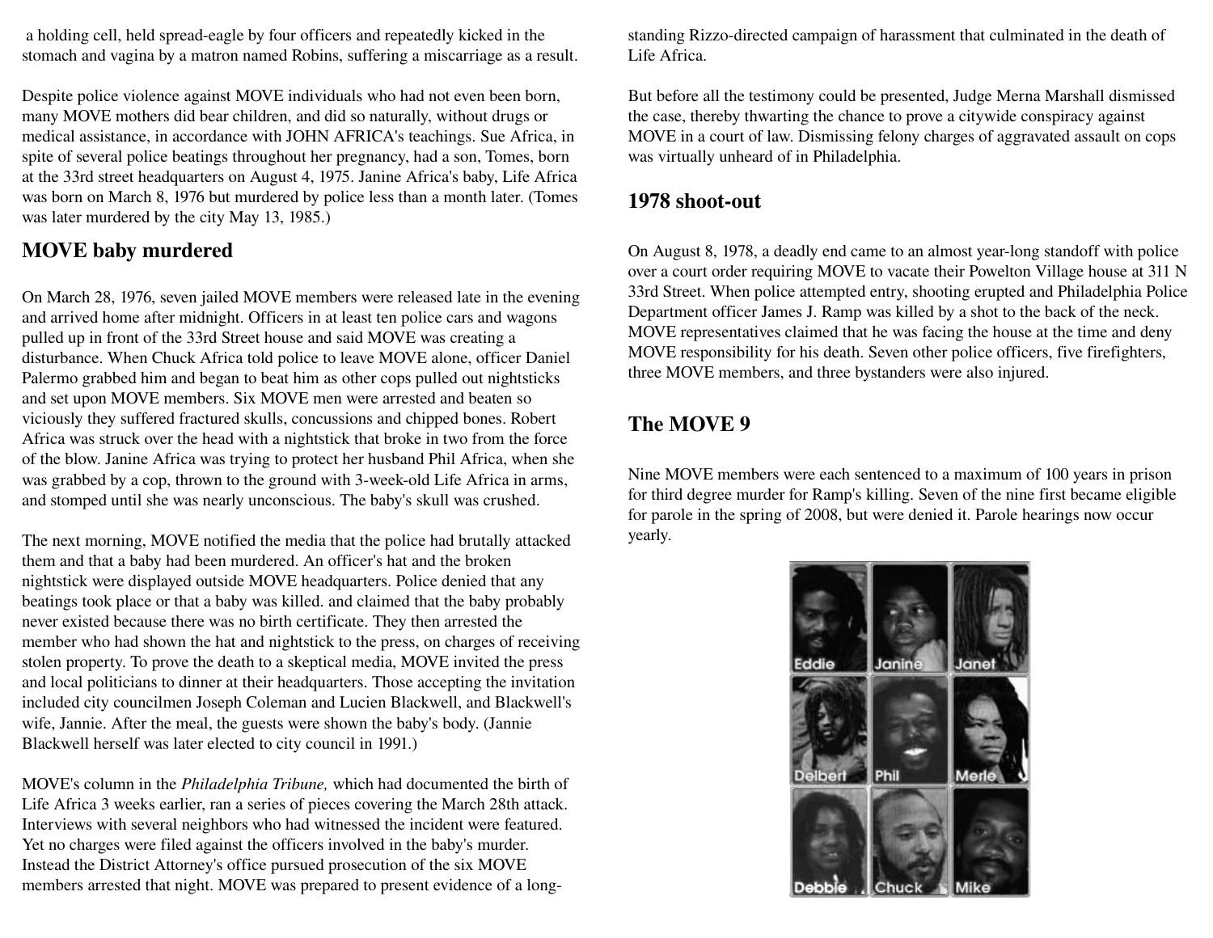a holding cell, held spread-eagle by four officers and repeatedly kicked in the stomach and vagina by a matron named Robins, suffering a miscarriage as a result.

Despite police violence against MOVE individuals who had not even been born, many MOVE mothers did bear children, and did so naturally, without drugs or medical assistance, in accordance with JOHN AFRICA's teachings. Sue Africa, in spite of several police beatings throughout her pregnancy, had a son, Tomes, born at the 33rd street headquarters on August 4, 1975. Janine Africa's baby, Life Africa was born on March 8, 1976 but murdered by police less than a month later. (Tomes was later murdered by the city May 13, 1985.)

## MOVE baby murdered

On March 28, 1976, seven jailed MOVE members were released late in the evening and arrived home after midnight. Officers in at least ten police cars and wagons pulled up in front of the 33rd Street house and said MOVE was creating a disturbance. When Chuck Africa told police to leave MOVE alone, officer Daniel Palermo grabbed him and began to beat him as other cops pulled out nightsticks and set upon MOVE members. Six MOVE men were arrested and beaten so viciously they suffered fractured skulls, concussions and chipped bones. Robert Africa was struck over the head with a nightstick that broke in two from the force of the blow. Janine Africa was trying to protect her husband Phil Africa, when she was grabbed by a cop, thrown to the ground with 3-week-old Life Africa in arms, and stomped until she was nearly unconscious. The baby's skull was crushed.

The next morning, MOVE notified the media that the police had brutally attacked them and that a baby had been murdered. An officer's hat and the broken nightstick were displayed outside MOVE headquarters. Police denied that any beatings took place or that a baby was killed. and claimed that the baby probably never existed because there was no birth certificate. They then arrested the member who had shown the hat and nightstick to the press, on charges of receiving stolen property. To prove the death to a skeptical media, MOVE invited the press and local politicians to dinner at their headquarters. Those accepting the invitation included city councilmen Joseph Coleman and Lucien Blackwell, and Blackwell's wife, Jannie. After the meal, the guests were shown the baby's body. (Jannie Blackwell herself was later elected to city council in 1991.)

MOVE's column in the *Philadelphia Tribune,* which had documented the birth of Life Africa 3 weeks earlier, ran a series of pieces covering the March 28th attack. Interviews with several neighbors who had witnessed the incident were featured. Yet no charges were filed against the officers involved in the baby's murder. Instead the District Attorney's office pursued prosecution of the six MOVE members arrested that night. MOVE was prepared to present evidence of a long-standing Rizzo-directed campaign of harassment that culminated in the death of Life Africa.

But before all the testimony could be presented, Judge Merna Marshall dismissed the case, thereby thwarting the chance to prove a citywide conspiracy against MOVE in a court of law. Dismissing felony charges of aggravated assault on cops was virtually unheard of in Philadelphia.

## 1978 shoot-out

On August 8, 1978, a deadly end came to an almost year-long standoff with police over a court order requiring MOVE to vacate their Powelton Village house at 311 N 33rd Street. When police attempted entry, shooting erupted and Philadelphia Police Department officer James J. Ramp was killed by a shot to the back of the neck. MOVE representatives claimed that he was facing the house at the time and deny MOVE responsibility for his death. Seven other police officers, five firefighters, three MOVE members, and three bystanders were also injured.

## The MOVE 9

Nine MOVE members were each sentenced to a maximum of 100 years in prison for third degree murder for Ramp's killing. Seven of the nine first became eligible for parole in the spring of 2008, but were denied it. Parole hearings now occur yearly.

Eddie
Janine
Janet
Delbert
Phil
Merle
Debbie
Chuck
Mike